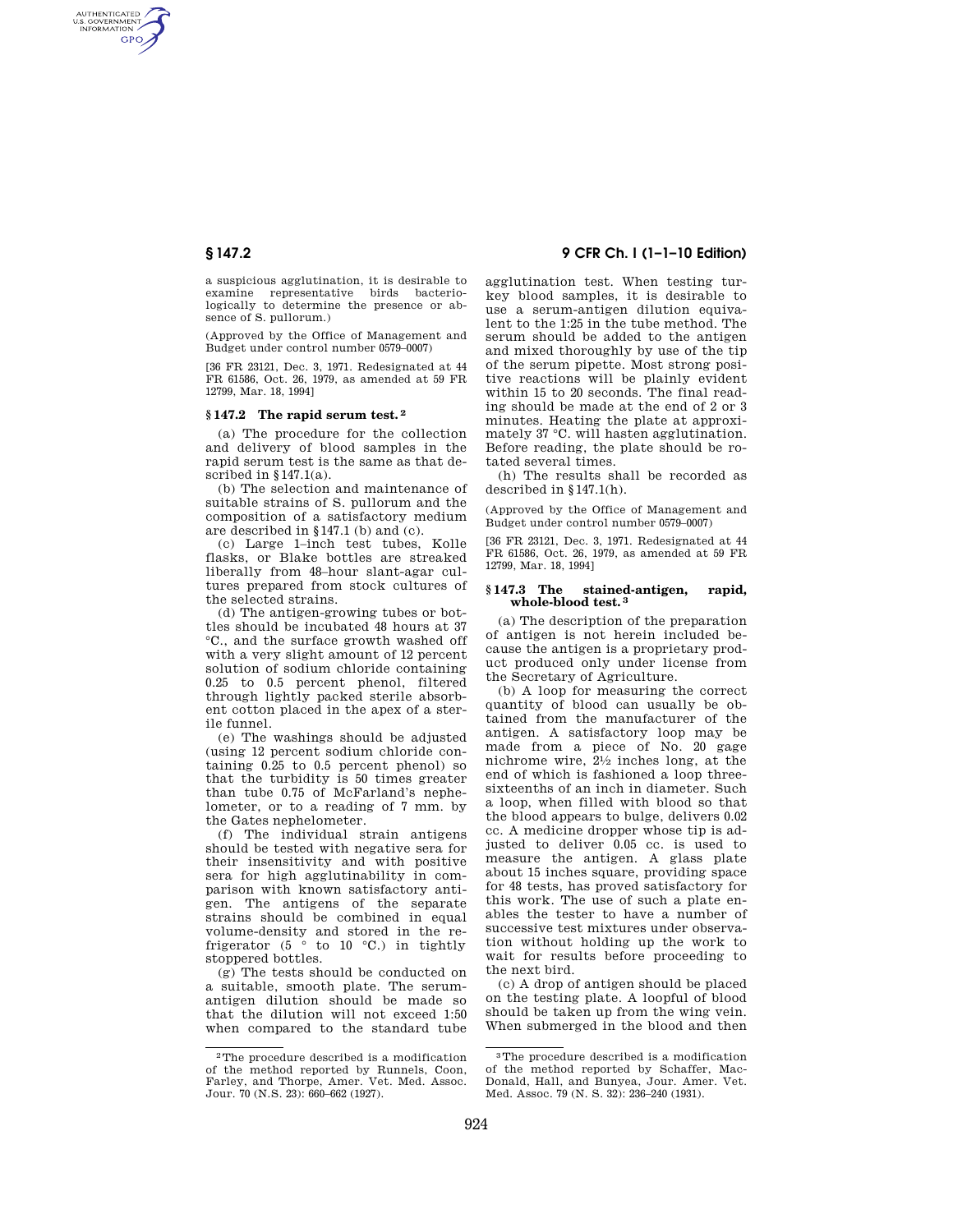a suspicious agglutination, it is desirable to examine representative birds bacteriologically to determine the presence or absence of S. pullorum.)

(Approved by the Office of Management and Budget under control number 0579–0007)

[36 FR 23121, Dec. 3, 1971. Redesignated at 44 FR 61586, Oct. 26, 1979, as amended at 59 FR 12799, Mar. 18, 1994]

## § 147.2 The rapid serum test.[2]

(a) The procedure for the collection and delivery of blood samples in the rapid serum test is the same as that described in § 147.1(a).

(b) The selection and maintenance of suitable strains of S. pullorum and the composition of a satisfactory medium are described in § 147.1 (b) and (c).

(c) Large 1–inch test tubes, Kolle flasks, or Blake bottles are streaked liberally from 48–hour slant-agar cultures prepared from stock cultures of the selected strains.

(d) The antigen-growing tubes or bottles should be incubated 48 hours at 37 °C., and the surface growth washed off with a very slight amount of 12 percent solution of sodium chloride containing 0.25 to 0.5 percent phenol, filtered through lightly packed sterile absorbent cotton placed in the apex of a sterile funnel.

(e) The washings should be adjusted (using 12 percent sodium chloride containing 0.25 to 0.5 percent phenol) so that the turbidity is 50 times greater than tube 0.75 of McFarland's nephelometer, or to a reading of 7 mm. by the Gates nephelometer.

(f) The individual strain antigens should be tested with negative sera for their insensitivity and with positive sera for high agglutinability in comparison with known satisfactory antigen. The antigens of the separate strains should be combined in equal volume-density and stored in the refrigerator (5 ° to 10 °C.) in tightly stoppered bottles.

(g) The tests should be conducted on a suitable, smooth plate. The serum-antigen dilution should be made so that the dilution will not exceed 1:50 when compared to the standard tube agglutination test. When testing turkey blood samples, it is desirable to use a serum-antigen dilution equivalent to the 1:25 in the tube method. The serum should be added to the antigen and mixed thoroughly by use of the tip of the serum pipette. Most strong positive reactions will be plainly evident within 15 to 20 seconds. The final reading should be made at the end of 2 or 3 minutes. Heating the plate at approximately 37 °C. will hasten agglutination. Before reading, the plate should be rotated several times.

(h) The results shall be recorded as described in § 147.1(h).

(Approved by the Office of Management and Budget under control number 0579–0007)

[36 FR 23121, Dec. 3, 1971. Redesignated at 44 FR 61586, Oct. 26, 1979, as amended at 59 FR 12799, Mar. 18, 1994]

## § 147.3 The stained-antigen, rapid, whole-blood test.[3]

(a) The description of the preparation of antigen is not herein included because the antigen is a proprietary product produced only under license from the Secretary of Agriculture.

(b) A loop for measuring the correct quantity of blood can usually be obtained from the manufacturer of the antigen. A satisfactory loop may be made from a piece of No. 20 gage nichrome wire, 2½ inches long, at the end of which is fashioned a loop three-sixteenths of an inch in diameter. Such a loop, when filled with blood so that the blood appears to bulge, delivers 0.02 cc. A medicine dropper whose tip is adjusted to deliver 0.05 cc. is used to measure the antigen. A glass plate about 15 inches square, providing space for 48 tests, has proved satisfactory for this work. The use of such a plate enables the tester to have a number of successive test mixtures under observation without holding up the work to wait for results before proceeding to the next bird.

(c) A drop of antigen should be placed on the testing plate. A loopful of blood should be taken up from the wing vein. When submerged in the blood and then

---

[2] The procedure described is a modification of the method reported by Runnels, Coon, Farley, and Thorpe, Amer. Vet. Med. Assoc. Jour. 70 (N.S. 23): 660–662 (1927).

[3] The procedure described is a modification of the method reported by Schaffer, MacDonald, Hall, and Bunyea, Jour. Amer. Vet. Med. Assoc. 79 (N. S. 32): 236–240 (1931).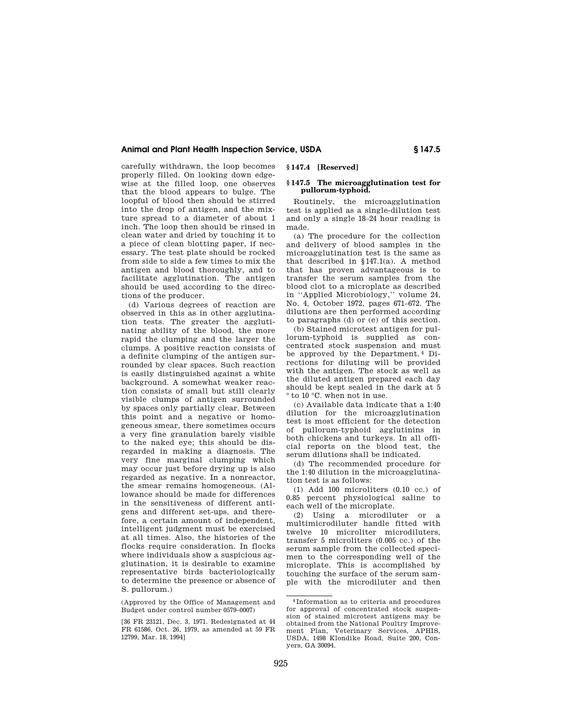carefully withdrawn, the loop becomes properly filled. On looking down edgewise at the filled loop, one observes that the blood appears to bulge. The loopful of blood then should be stirred into the drop of antigen, and the mixture spread to a diameter of about 1 inch. The loop then should be rinsed in clean water and dried by touching it to a piece of clean blotting paper, if necessary. The test plate should be rocked from side to side a few times to mix the antigen and blood thoroughly, and to facilitate agglutination. The antigen should be used according to the directions of the producer.

(d) Various degrees of reaction are observed in this as in other agglutination tests. The greater the agglutinating ability of the blood, the more rapid the clumping and the larger the clumps. A positive reaction consists of a definite clumping of the antigen surrounded by clear spaces. Such reaction is easily distinguished against a white background. A somewhat weaker reaction consists of small but still clearly visible clumps of antigen surrounded by spaces only partially clear. Between this point and a negative or homogeneous smear, there sometimes occurs a very fine granulation barely visible to the naked eye; this should be disregarded in making a diagnosis. The very fine marginal clumping which may occur just before drying up is also regarded as negative. In a nonreactor, the smear remains homogeneous. (Allowance should be made for differences in the sensitiveness of different antigens and different set-ups, and therefore, a certain amount of independent, intelligent judgment must be exercised at all times. Also, the histories of the flocks require consideration. In flocks where individuals show a suspicious agglutination, it is desirable to examine representative birds bacteriologically to determine the presence or absence of S. pullorum.)

(Approved by the Office of Management and Budget under control number 0579–0007)

[36 FR 23121, Dec. 3, 1971. Redesignated at 44 FR 61586, Oct. 26, 1979, as amended at 59 FR 12799, Mar. 18, 1994]

## § 147.4 [Reserved]

## § 147.5 The microagglutination test for pullorum-typhoid.

Routinely, the microagglutination test is applied as a single-dilution test and only a single 18–24 hour reading is made.

(a) The procedure for the collection and delivery of blood samples in the microagglutination test is the same as that described in §147.1(a). A method that has proven advantageous is to transfer the serum samples from the blood clot to a microplate as described in ''Applied Microbiology,'' volume 24, No. 4, October 1972, pages 671–672. The dilutions are then performed according to paragraphs (d) or (e) of this section.

(b) Stained microtest antigen for pullorum-typhoid is supplied as concentrated stock suspension and must be approved by the Department.[4] Directions for diluting will be provided with the antigen. The stock as well as the diluted antigen prepared each day should be kept sealed in the dark at 5 °to 10 °C. when not in use.

(c) Available data indicate that a 1:40 dilution for the microagglutination test is most efficient for the detection of pullorum-typhoid agglutinins in both chickens and turkeys. In all official reports on the blood test, the serum dilutions shall be indicated.

(d) The recommended procedure for the 1:40 dilution in the microagglutination test is as follows:

(1) Add 100 microliters (0.10 cc.) of 0.85 percent physiological saline to each well of the microplate.

(2) Using a microdiluter or a multimicrodiluter handle fitted with twelve 10 microliter microdiluters, transfer 5 microliters (0.005 cc.) of the serum sample from the collected specimen to the corresponding well of the microplate. This is accomplished by touching the surface of the serum sample with the microdiluter and then

[4] Information as to criteria and procedures for approval of concentrated stock suspension of stained microtest antigens may be obtained from the National Poultry Improvement Plan, Veterinary Services, APHIS, USDA, 1498 Klondike Road, Suite 200, Conyers, GA 30094.